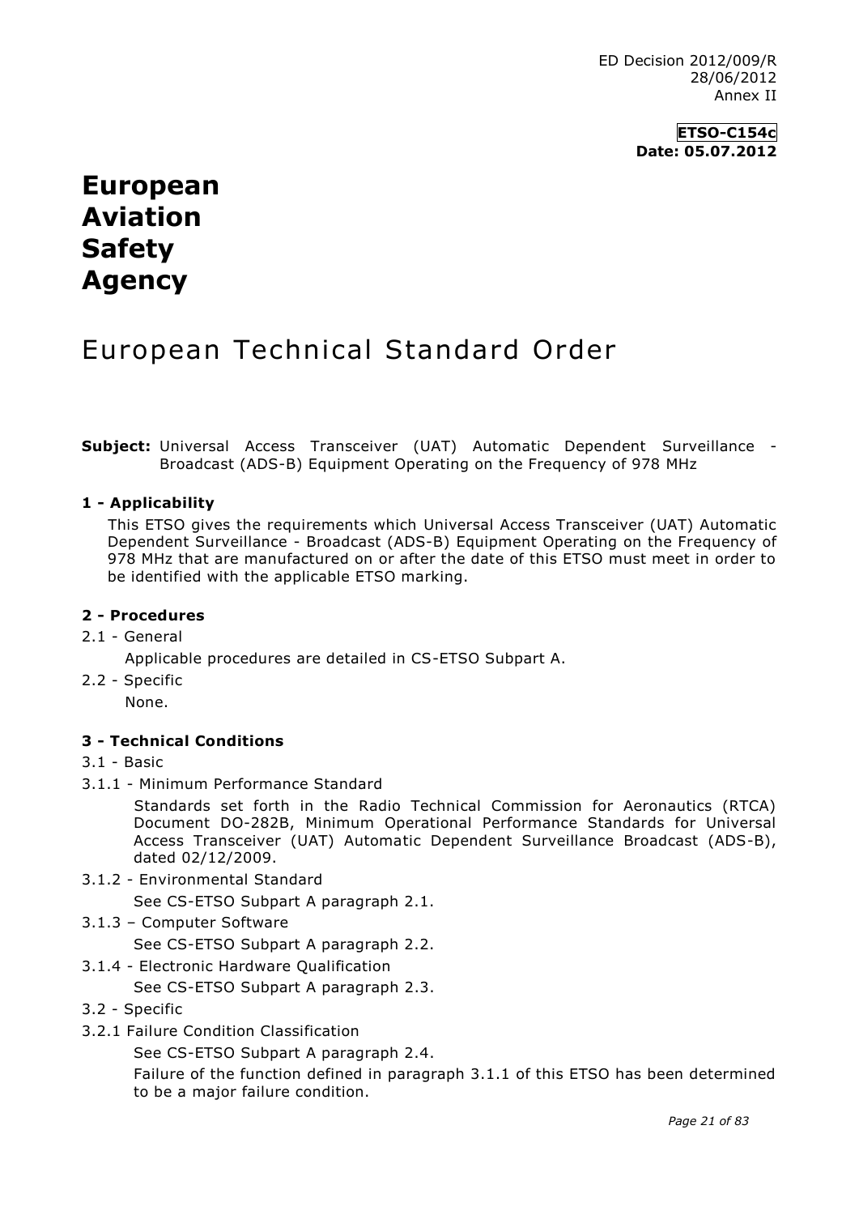ED Decision 2012/009/R
28/06/2012
Annex II

**ETSO-C154c**
**Date: 05.07.2012**

# European Aviation Safety Agency

# European Technical Standard Order

**Subject:** Universal Access Transceiver (UAT) Automatic Dependent Surveillance - Broadcast (ADS-B) Equipment Operating on the Frequency of 978 MHz

## 1 - Applicability

This ETSO gives the requirements which Universal Access Transceiver (UAT) Automatic Dependent Surveillance - Broadcast (ADS-B) Equipment Operating on the Frequency of 978 MHz that are manufactured on or after the date of this ETSO must meet in order to be identified with the applicable ETSO marking.

## 2 - Procedures

2.1 - General

Applicable procedures are detailed in CS-ETSO Subpart A.

2.2 - Specific

None.

## 3 - Technical Conditions

3.1 - Basic

3.1.1 - Minimum Performance Standard

Standards set forth in the Radio Technical Commission for Aeronautics (RTCA) Document DO-282B, Minimum Operational Performance Standards for Universal Access Transceiver (UAT) Automatic Dependent Surveillance Broadcast (ADS-B), dated 02/12/2009.

3.1.2 - Environmental Standard

See CS-ETSO Subpart A paragraph 2.1.

3.1.3 – Computer Software

See CS-ETSO Subpart A paragraph 2.2.

3.1.4 - Electronic Hardware Qualification

See CS-ETSO Subpart A paragraph 2.3.

3.2 - Specific

3.2.1 Failure Condition Classification

See CS-ETSO Subpart A paragraph 2.4.

Failure of the function defined in paragraph 3.1.1 of this ETSO has been determined to be a major failure condition.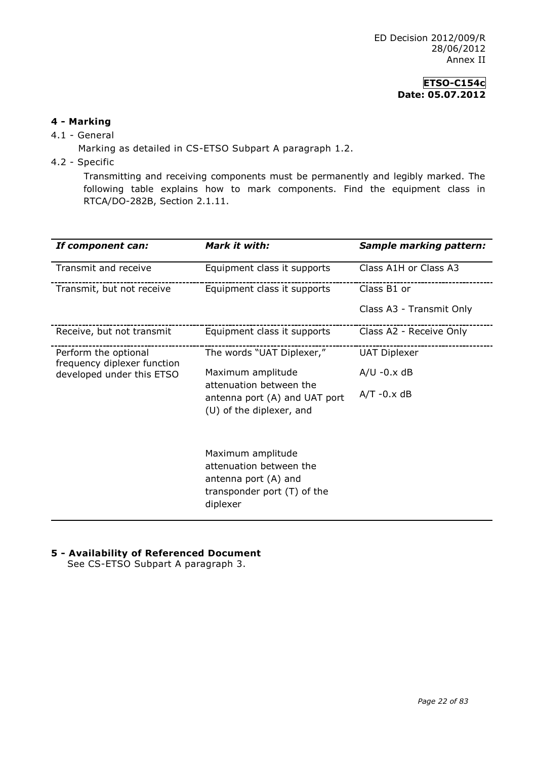## 4 - Marking

4.1 - General

Marking as detailed in CS-ETSO Subpart A paragraph 1.2.

4.2 - Specific

Transmitting and receiving components must be permanently and legibly marked. The following table explains how to mark components. Find the equipment class in RTCA/DO-282B, Section 2.1.11.

| *If component can:* | *Mark it with:* | *Sample marking pattern:* |
|---|---|---|
| Transmit and receive | Equipment class it supports | Class A1H or Class A3 |
| Transmit, but not receive | Equipment class it supports | Class B1 or<br><br>Class A3 - Transmit Only |
| Receive, but not transmit | Equipment class it supports | Class A2 - Receive Only |
| Perform the optional frequency diplexer function developed under this ETSO | The words "UAT Diplexer,"<br><br>Maximum amplitude attenuation between the antenna port (A) and UAT port (U) of the diplexer, and<br><br>Maximum amplitude attenuation between the antenna port (A) and transponder port (T) of the diplexer | UAT Diplexer<br><br>A/U -0.x dB<br><br>A/T -0.x dB |

## 5 - Availability of Referenced Document

See CS-ETSO Subpart A paragraph 3.